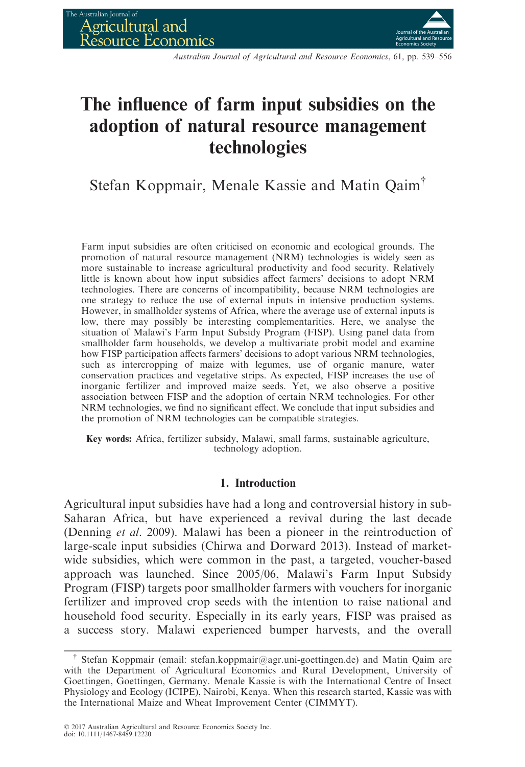# The influence of farm input subsidies on the adoption of natural resource management technologies

Stefan Koppmair, Menale Kassie and Matin Qaim[†]

Farm input subsidies are often criticised on economic and ecological grounds. The promotion of natural resource management (NRM) technologies is widely seen as more sustainable to increase agricultural productivity and food security. Relatively little is known about how input subsidies affect farmers' decisions to adopt NRM technologies. There are concerns of incompatibility, because NRM technologies are one strategy to reduce the use of external inputs in intensive production systems. However, in smallholder systems of Africa, where the average use of external inputs is low, there may possibly be interesting complementarities. Here, we analyse the situation of Malawi's Farm Input Subsidy Program (FISP). Using panel data from smallholder farm households, we develop a multivariate probit model and examine how FISP participation affects farmers' decisions to adopt various NRM technologies, such as intercropping of maize with legumes, use of organic manure, water conservation practices and vegetative strips. As expected, FISP increases the use of inorganic fertilizer and improved maize seeds. Yet, we also observe a positive association between FISP and the adoption of certain NRM technologies. For other NRM technologies, we find no significant effect. We conclude that input subsidies and the promotion of NRM technologies can be compatible strategies.

**Key words:** Africa, fertilizer subsidy, Malawi, small farms, sustainable agriculture, technology adoption.

## 1. Introduction

Agricultural input subsidies have had a long and controversial history in sub-Saharan Africa, but have experienced a revival during the last decade (Denning *et al.* 2009). Malawi has been a pioneer in the reintroduction of large-scale input subsidies (Chirwa and Dorward 2013). Instead of market-wide subsidies, which were common in the past, a targeted, voucher-based approach was launched. Since 2005/06, Malawi's Farm Input Subsidy Program (FISP) targets poor smallholder farmers with vouchers for inorganic fertilizer and improved crop seeds with the intention to raise national and household food security. Especially in its early years, FISP was praised as a success story. Malawi experienced bumper harvests, and the overall

[†] Stefan Koppmair (email: stefan.koppmair@agr.uni-goettingen.de) and Matin Qaim are with the Department of Agricultural Economics and Rural Development, University of Goettingen, Goettingen, Germany. Menale Kassie is with the International Centre of Insect Physiology and Ecology (ICIPE), Nairobi, Kenya. When this research started, Kassie was with the International Maize and Wheat Improvement Center (CIMMYT).

© 2017 Australian Agricultural and Resource Economics Society Inc.
doi: 10.1111/1467-8489.12220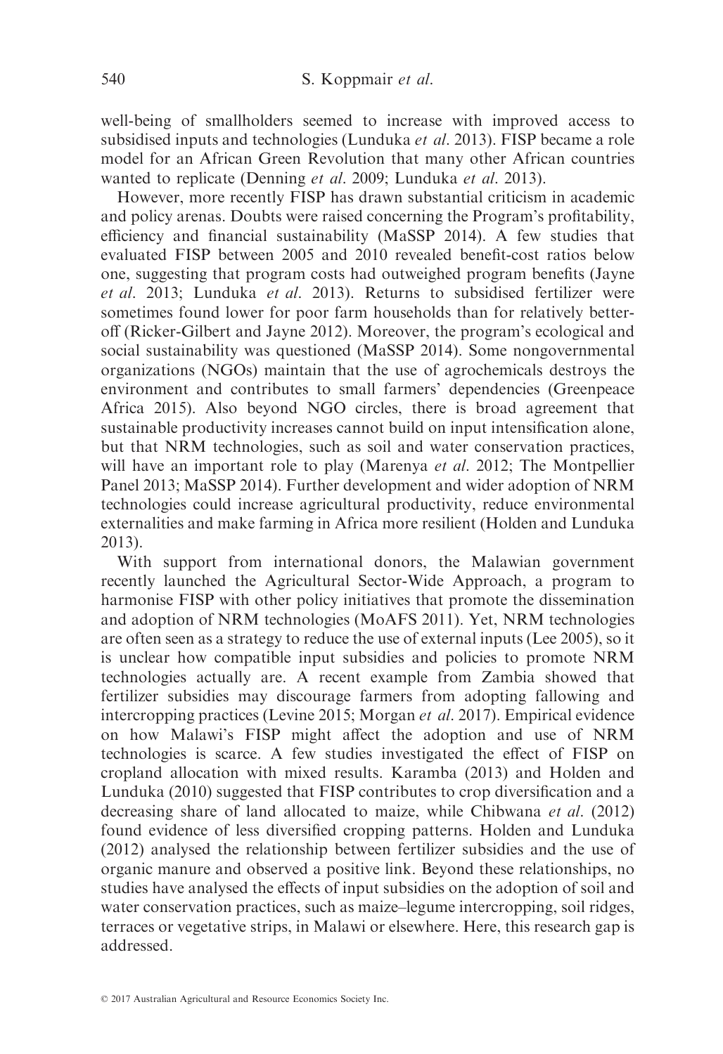well-being of smallholders seemed to increase with improved access to subsidised inputs and technologies (Lunduka *et al*. 2013). FISP became a role model for an African Green Revolution that many other African countries wanted to replicate (Denning *et al*. 2009; Lunduka *et al*. 2013).

However, more recently FISP has drawn substantial criticism in academic and policy arenas. Doubts were raised concerning the Program's profitability, efficiency and financial sustainability (MaSSP 2014). A few studies that evaluated FISP between 2005 and 2010 revealed benefit-cost ratios below one, suggesting that program costs had outweighed program benefits (Jayne *et al*. 2013; Lunduka *et al*. 2013). Returns to subsidised fertilizer were sometimes found lower for poor farm households than for relatively better-off (Ricker-Gilbert and Jayne 2012). Moreover, the program's ecological and social sustainability was questioned (MaSSP 2014). Some nongovernmental organizations (NGOs) maintain that the use of agrochemicals destroys the environment and contributes to small farmers' dependencies (Greenpeace Africa 2015). Also beyond NGO circles, there is broad agreement that sustainable productivity increases cannot build on input intensification alone, but that NRM technologies, such as soil and water conservation practices, will have an important role to play (Marenya *et al*. 2012; The Montpellier Panel 2013; MaSSP 2014). Further development and wider adoption of NRM technologies could increase agricultural productivity, reduce environmental externalities and make farming in Africa more resilient (Holden and Lunduka 2013).

With support from international donors, the Malawian government recently launched the Agricultural Sector-Wide Approach, a program to harmonise FISP with other policy initiatives that promote the dissemination and adoption of NRM technologies (MoAFS 2011). Yet, NRM technologies are often seen as a strategy to reduce the use of external inputs (Lee 2005), so it is unclear how compatible input subsidies and policies to promote NRM technologies actually are. A recent example from Zambia showed that fertilizer subsidies may discourage farmers from adopting fallowing and intercropping practices (Levine 2015; Morgan *et al*. 2017). Empirical evidence on how Malawi's FISP might affect the adoption and use of NRM technologies is scarce. A few studies investigated the effect of FISP on cropland allocation with mixed results. Karamba (2013) and Holden and Lunduka (2010) suggested that FISP contributes to crop diversification and a decreasing share of land allocated to maize, while Chibwana *et al*. (2012) found evidence of less diversified cropping patterns. Holden and Lunduka (2012) analysed the relationship between fertilizer subsidies and the use of organic manure and observed a positive link. Beyond these relationships, no studies have analysed the effects of input subsidies on the adoption of soil and water conservation practices, such as maize–legume intercropping, soil ridges, terraces or vegetative strips, in Malawi or elsewhere. Here, this research gap is addressed.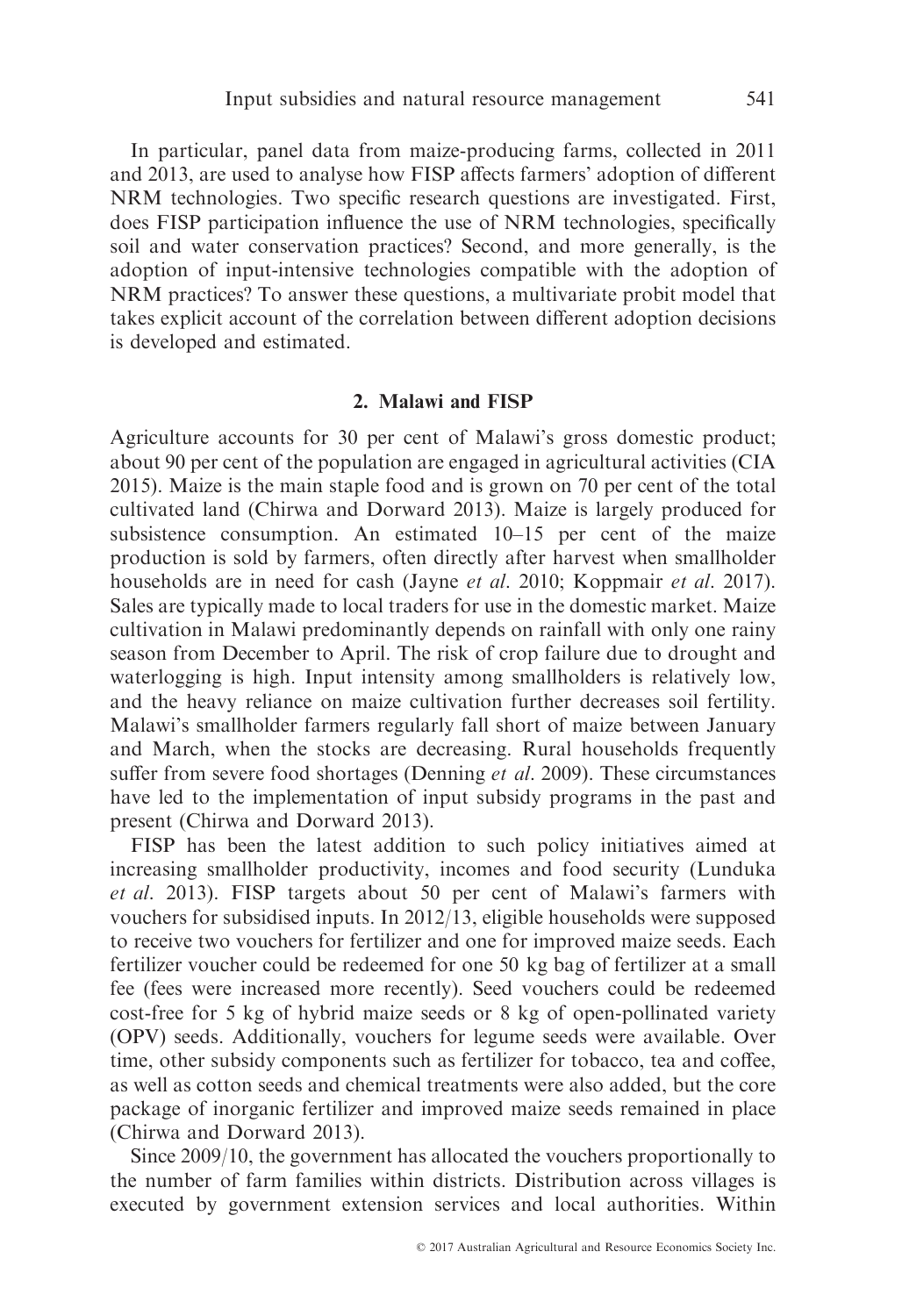In particular, panel data from maize-producing farms, collected in 2011 and 2013, are used to analyse how FISP affects farmers' adoption of different NRM technologies. Two specific research questions are investigated. First, does FISP participation influence the use of NRM technologies, specifically soil and water conservation practices? Second, and more generally, is the adoption of input-intensive technologies compatible with the adoption of NRM practices? To answer these questions, a multivariate probit model that takes explicit account of the correlation between different adoption decisions is developed and estimated.

## 2. Malawi and FISP

Agriculture accounts for 30 per cent of Malawi's gross domestic product; about 90 per cent of the population are engaged in agricultural activities (CIA 2015). Maize is the main staple food and is grown on 70 per cent of the total cultivated land (Chirwa and Dorward 2013). Maize is largely produced for subsistence consumption. An estimated 10–15 per cent of the maize production is sold by farmers, often directly after harvest when smallholder households are in need for cash (Jayne *et al*. 2010; Koppmair *et al*. 2017). Sales are typically made to local traders for use in the domestic market. Maize cultivation in Malawi predominantly depends on rainfall with only one rainy season from December to April. The risk of crop failure due to drought and waterlogging is high. Input intensity among smallholders is relatively low, and the heavy reliance on maize cultivation further decreases soil fertility. Malawi's smallholder farmers regularly fall short of maize between January and March, when the stocks are decreasing. Rural households frequently suffer from severe food shortages (Denning *et al*. 2009). These circumstances have led to the implementation of input subsidy programs in the past and present (Chirwa and Dorward 2013).

FISP has been the latest addition to such policy initiatives aimed at increasing smallholder productivity, incomes and food security (Lunduka *et al*. 2013). FISP targets about 50 per cent of Malawi's farmers with vouchers for subsidised inputs. In 2012/13, eligible households were supposed to receive two vouchers for fertilizer and one for improved maize seeds. Each fertilizer voucher could be redeemed for one 50 kg bag of fertilizer at a small fee (fees were increased more recently). Seed vouchers could be redeemed cost-free for 5 kg of hybrid maize seeds or 8 kg of open-pollinated variety (OPV) seeds. Additionally, vouchers for legume seeds were available. Over time, other subsidy components such as fertilizer for tobacco, tea and coffee, as well as cotton seeds and chemical treatments were also added, but the core package of inorganic fertilizer and improved maize seeds remained in place (Chirwa and Dorward 2013).

Since 2009/10, the government has allocated the vouchers proportionally to the number of farm families within districts. Distribution across villages is executed by government extension services and local authorities. Within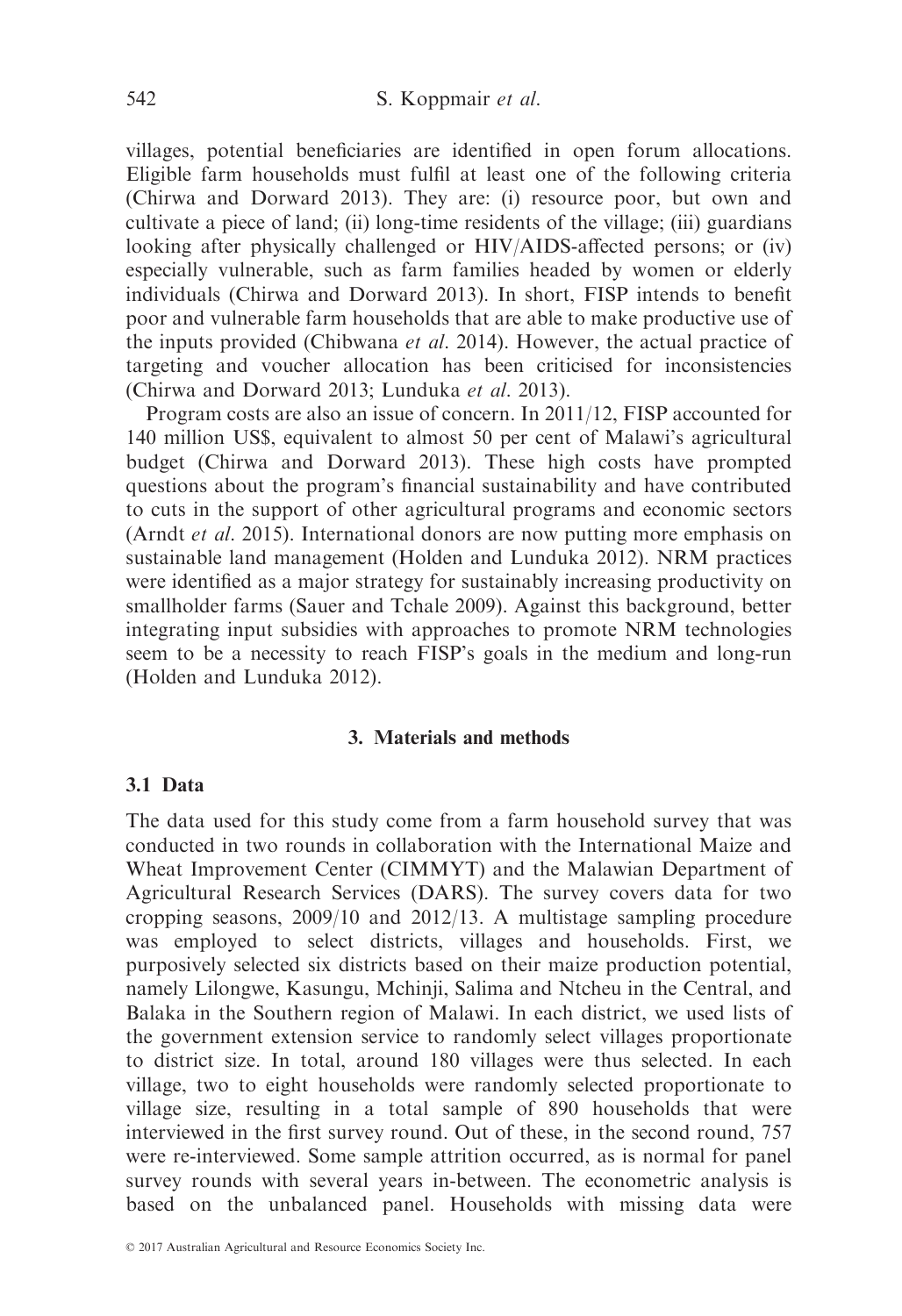villages, potential beneficiaries are identified in open forum allocations. Eligible farm households must fulfil at least one of the following criteria (Chirwa and Dorward 2013). They are: (i) resource poor, but own and cultivate a piece of land; (ii) long-time residents of the village; (iii) guardians looking after physically challenged or HIV/AIDS-affected persons; or (iv) especially vulnerable, such as farm families headed by women or elderly individuals (Chirwa and Dorward 2013). In short, FISP intends to benefit poor and vulnerable farm households that are able to make productive use of the inputs provided (Chibwana *et al*. 2014). However, the actual practice of targeting and voucher allocation has been criticised for inconsistencies (Chirwa and Dorward 2013; Lunduka *et al*. 2013).

Program costs are also an issue of concern. In 2011/12, FISP accounted for 140 million US$, equivalent to almost 50 per cent of Malawi's agricultural budget (Chirwa and Dorward 2013). These high costs have prompted questions about the program's financial sustainability and have contributed to cuts in the support of other agricultural programs and economic sectors (Arndt *et al*. 2015). International donors are now putting more emphasis on sustainable land management (Holden and Lunduka 2012). NRM practices were identified as a major strategy for sustainably increasing productivity on smallholder farms (Sauer and Tchale 2009). Against this background, better integrating input subsidies with approaches to promote NRM technologies seem to be a necessity to reach FISP's goals in the medium and long-run (Holden and Lunduka 2012).

## 3. Materials and methods

### 3.1 Data

The data used for this study come from a farm household survey that was conducted in two rounds in collaboration with the International Maize and Wheat Improvement Center (CIMMYT) and the Malawian Department of Agricultural Research Services (DARS). The survey covers data for two cropping seasons, 2009/10 and 2012/13. A multistage sampling procedure was employed to select districts, villages and households. First, we purposively selected six districts based on their maize production potential, namely Lilongwe, Kasungu, Mchinji, Salima and Ntcheu in the Central, and Balaka in the Southern region of Malawi. In each district, we used lists of the government extension service to randomly select villages proportionate to district size. In total, around 180 villages were thus selected. In each village, two to eight households were randomly selected proportionate to village size, resulting in a total sample of 890 households that were interviewed in the first survey round. Out of these, in the second round, 757 were re-interviewed. Some sample attrition occurred, as is normal for panel survey rounds with several years in-between. The econometric analysis is based on the unbalanced panel. Households with missing data were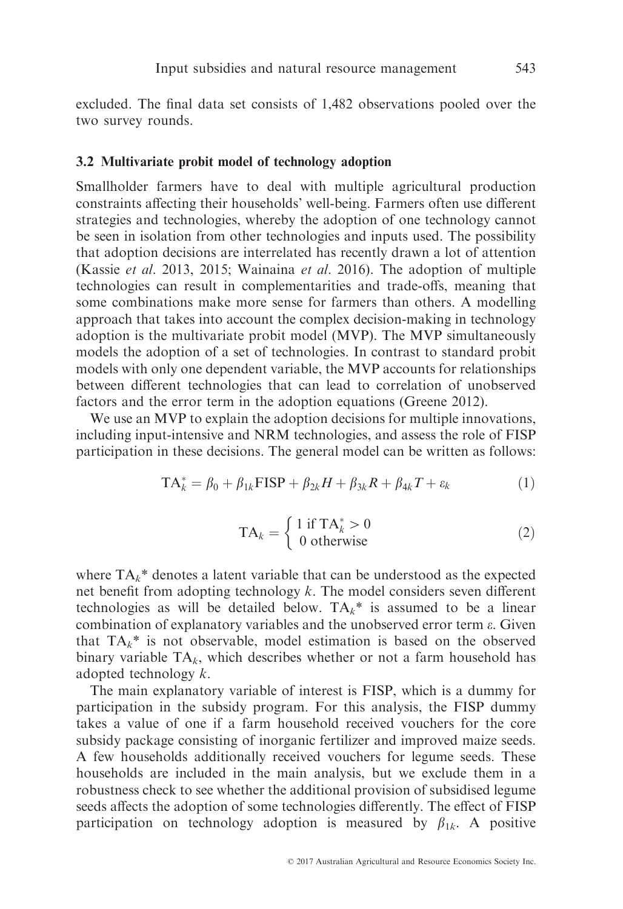excluded. The final data set consists of 1,482 observations pooled over the two survey rounds.

### 3.2 Multivariate probit model of technology adoption

Smallholder farmers have to deal with multiple agricultural production constraints affecting their households' well-being. Farmers often use different strategies and technologies, whereby the adoption of one technology cannot be seen in isolation from other technologies and inputs used. The possibility that adoption decisions are interrelated has recently drawn a lot of attention (Kassie *et al.* 2013, 2015; Wainaina *et al.* 2016). The adoption of multiple technologies can result in complementarities and trade-offs, meaning that some combinations make more sense for farmers than others. A modelling approach that takes into account the complex decision-making in technology adoption is the multivariate probit model (MVP). The MVP simultaneously models the adoption of a set of technologies. In contrast to standard probit models with only one dependent variable, the MVP accounts for relationships between different technologies that can lead to correlation of unobserved factors and the error term in the adoption equations (Greene 2012).

We use an MVP to explain the adoption decisions for multiple innovations, including input-intensive and NRM technologies, and assess the role of FISP participation in these decisions. The general model can be written as follows:

$$\mathrm{TA}_k^* = \beta_0 + \beta_{1k}\mathrm{FISP} + \beta_{2k}H + \beta_{3k}R + \beta_{4k}T + \varepsilon_k \tag{1}$$

$$\mathrm{TA}_k = \begin{cases} 1 \text{ if } \mathrm{TA}_k^* > 0 \\ 0 \text{ otherwise} \end{cases} \tag{2}$$

where $\mathrm{TA}_k$* denotes a latent variable that can be understood as the expected net benefit from adopting technology $k$. The model considers seven different technologies as will be detailed below. $\mathrm{TA}_k$* is assumed to be a linear combination of explanatory variables and the unobserved error term $\varepsilon$. Given that $\mathrm{TA}_k$* is not observable, model estimation is based on the observed binary variable $\mathrm{TA}_k$, which describes whether or not a farm household has adopted technology $k$.

The main explanatory variable of interest is FISP, which is a dummy for participation in the subsidy program. For this analysis, the FISP dummy takes a value of one if a farm household received vouchers for the core subsidy package consisting of inorganic fertilizer and improved maize seeds. A few households additionally received vouchers for legume seeds. These households are included in the main analysis, but we exclude them in a robustness check to see whether the additional provision of subsidised legume seeds affects the adoption of some technologies differently. The effect of FISP participation on technology adoption is measured by $\beta_{1k}$. A positive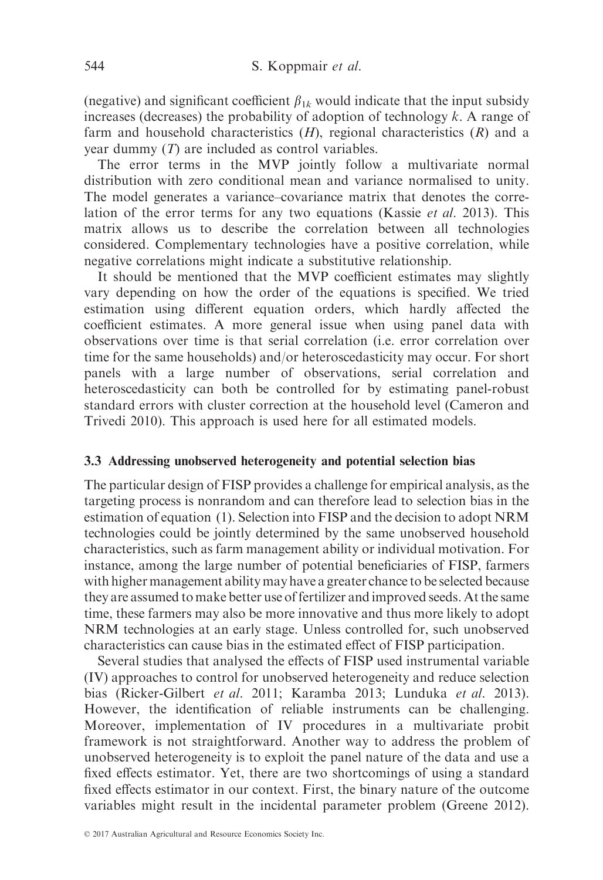(negative) and significant coefficient $\beta_{1k}$ would indicate that the input subsidy increases (decreases) the probability of adoption of technology $k$. A range of farm and household characteristics ($H$), regional characteristics ($R$) and a year dummy ($T$) are included as control variables.

The error terms in the MVP jointly follow a multivariate normal distribution with zero conditional mean and variance normalised to unity. The model generates a variance–covariance matrix that denotes the correlation of the error terms for any two equations (Kassie *et al.* 2013). This matrix allows us to describe the correlation between all technologies considered. Complementary technologies have a positive correlation, while negative correlations might indicate a substitutive relationship.

It should be mentioned that the MVP coefficient estimates may slightly vary depending on how the order of the equations is specified. We tried estimation using different equation orders, which hardly affected the coefficient estimates. A more general issue when using panel data with observations over time is that serial correlation (i.e. error correlation over time for the same households) and/or heteroscedasticity may occur. For short panels with a large number of observations, serial correlation and heteroscedasticity can both be controlled for by estimating panel-robust standard errors with cluster correction at the household level (Cameron and Trivedi 2010). This approach is used here for all estimated models.

### 3.3 Addressing unobserved heterogeneity and potential selection bias

The particular design of FISP provides a challenge for empirical analysis, as the targeting process is nonrandom and can therefore lead to selection bias in the estimation of equation (1). Selection into FISP and the decision to adopt NRM technologies could be jointly determined by the same unobserved household characteristics, such as farm management ability or individual motivation. For instance, among the large number of potential beneficiaries of FISP, farmers with higher management ability may have a greater chance to be selected because they are assumed to make better use of fertilizer and improved seeds. At the same time, these farmers may also be more innovative and thus more likely to adopt NRM technologies at an early stage. Unless controlled for, such unobserved characteristics can cause bias in the estimated effect of FISP participation.

Several studies that analysed the effects of FISP used instrumental variable (IV) approaches to control for unobserved heterogeneity and reduce selection bias (Ricker-Gilbert *et al.* 2011; Karamba 2013; Lunduka *et al.* 2013). However, the identification of reliable instruments can be challenging. Moreover, implementation of IV procedures in a multivariate probit framework is not straightforward. Another way to address the problem of unobserved heterogeneity is to exploit the panel nature of the data and use a fixed effects estimator. Yet, there are two shortcomings of using a standard fixed effects estimator in our context. First, the binary nature of the outcome variables might result in the incidental parameter problem (Greene 2012).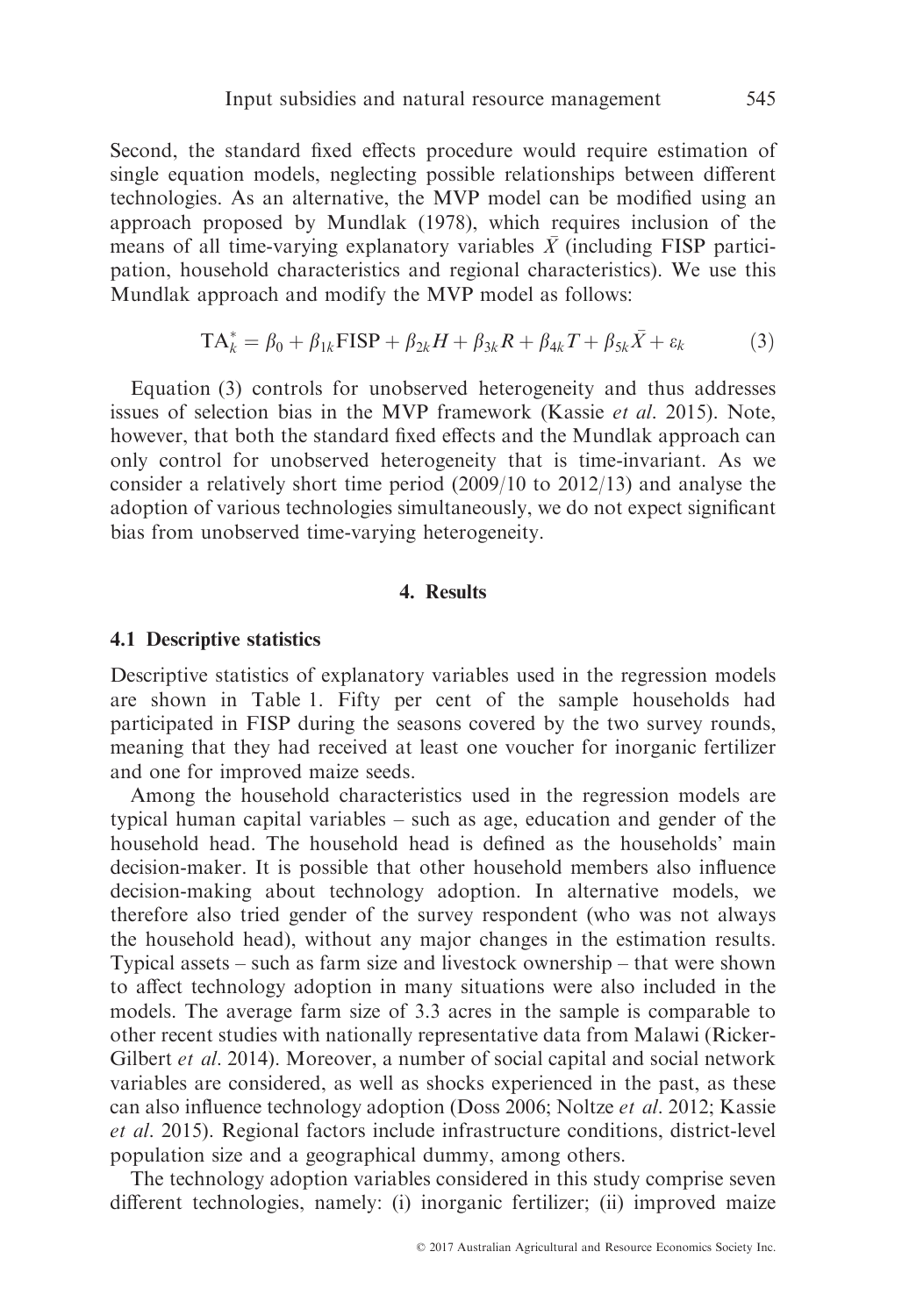Second, the standard fixed effects procedure would require estimation of single equation models, neglecting possible relationships between different technologies. As an alternative, the MVP model can be modified using an approach proposed by Mundlak (1978), which requires inclusion of the means of all time-varying explanatory variables $\bar{X}$ (including FISP participation, household characteristics and regional characteristics). We use this Mundlak approach and modify the MVP model as follows:

$$\mathrm{TA}_k^* = \beta_0 + \beta_{1k}\mathrm{FISP} + \beta_{2k}H + \beta_{3k}R + \beta_{4k}T + \beta_{5k}\bar{X} + \varepsilon_k \quad (3)$$

Equation (3) controls for unobserved heterogeneity and thus addresses issues of selection bias in the MVP framework (Kassie *et al*. 2015). Note, however, that both the standard fixed effects and the Mundlak approach can only control for unobserved heterogeneity that is time-invariant. As we consider a relatively short time period (2009/10 to 2012/13) and analyse the adoption of various technologies simultaneously, we do not expect significant bias from unobserved time-varying heterogeneity.

## 4. Results

### 4.1 Descriptive statistics

Descriptive statistics of explanatory variables used in the regression models are shown in Table 1. Fifty per cent of the sample households had participated in FISP during the seasons covered by the two survey rounds, meaning that they had received at least one voucher for inorganic fertilizer and one for improved maize seeds.

Among the household characteristics used in the regression models are typical human capital variables – such as age, education and gender of the household head. The household head is defined as the households' main decision-maker. It is possible that other household members also influence decision-making about technology adoption. In alternative models, we therefore also tried gender of the survey respondent (who was not always the household head), without any major changes in the estimation results. Typical assets – such as farm size and livestock ownership – that were shown to affect technology adoption in many situations were also included in the models. The average farm size of 3.3 acres in the sample is comparable to other recent studies with nationally representative data from Malawi (Ricker-Gilbert *et al*. 2014). Moreover, a number of social capital and social network variables are considered, as well as shocks experienced in the past, as these can also influence technology adoption (Doss 2006; Noltze *et al*. 2012; Kassie *et al*. 2015). Regional factors include infrastructure conditions, district-level population size and a geographical dummy, among others.

The technology adoption variables considered in this study comprise seven different technologies, namely: (i) inorganic fertilizer; (ii) improved maize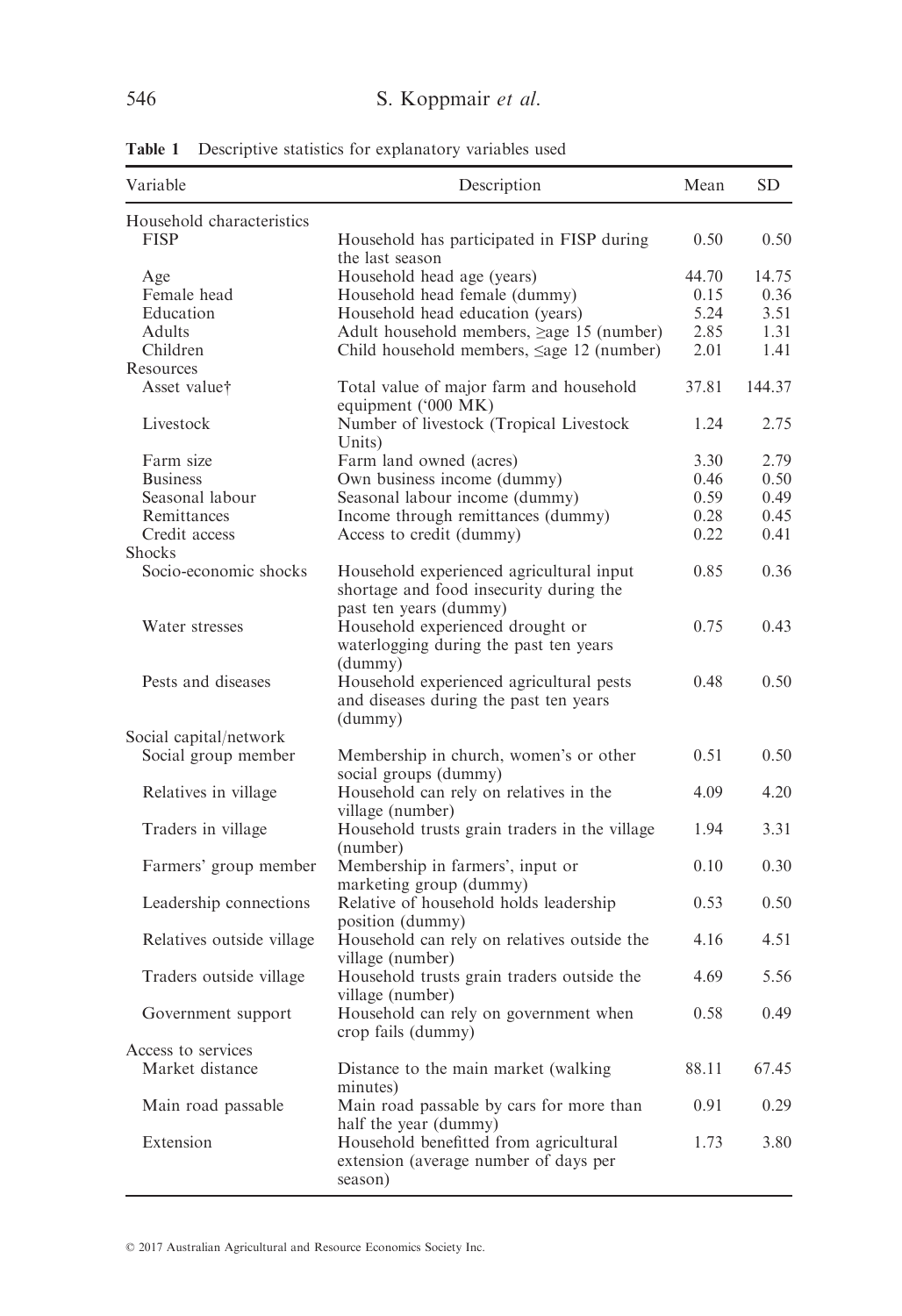**Table 1** Descriptive statistics for explanatory variables used

| Variable | Description | Mean | SD |
|---|---|---|---|
| Household characteristics | | | |
| FISP | Household has participated in FISP during the last season | 0.50 | 0.50 |
| Age | Household head age (years) | 44.70 | 14.75 |
| Female head | Household head female (dummy) | 0.15 | 0.36 |
| Education | Household head education (years) | 5.24 | 3.51 |
| Adults | Adult household members, ≥age 15 (number) | 2.85 | 1.31 |
| Children | Child household members, ≤age 12 (number) | 2.01 | 1.41 |
| Resources | | | |
| Asset value† | Total value of major farm and household equipment ('000 MK) | 37.81 | 144.37 |
| Livestock | Number of livestock (Tropical Livestock Units) | 1.24 | 2.75 |
| Farm size | Farm land owned (acres) | 3.30 | 2.79 |
| Business | Own business income (dummy) | 0.46 | 0.50 |
| Seasonal labour | Seasonal labour income (dummy) | 0.59 | 0.49 |
| Remittances | Income through remittances (dummy) | 0.28 | 0.45 |
| Credit access | Access to credit (dummy) | 0.22 | 0.41 |
| Shocks | | | |
| Socio-economic shocks | Household experienced agricultural input shortage and food insecurity during the past ten years (dummy) | 0.85 | 0.36 |
| Water stresses | Household experienced drought or waterlogging during the past ten years (dummy) | 0.75 | 0.43 |
| Pests and diseases | Household experienced agricultural pests and diseases during the past ten years (dummy) | 0.48 | 0.50 |
| Social capital/network | | | |
| Social group member | Membership in church, women's or other social groups (dummy) | 0.51 | 0.50 |
| Relatives in village | Household can rely on relatives in the village (number) | 4.09 | 4.20 |
| Traders in village | Household trusts grain traders in the village (number) | 1.94 | 3.31 |
| Farmers' group member | Membership in farmers', input or marketing group (dummy) | 0.10 | 0.30 |
| Leadership connections | Relative of household holds leadership position (dummy) | 0.53 | 0.50 |
| Relatives outside village | Household can rely on relatives outside the village (number) | 4.16 | 4.51 |
| Traders outside village | Household trusts grain traders outside the village (number) | 4.69 | 5.56 |
| Government support | Household can rely on government when crop fails (dummy) | 0.58 | 0.49 |
| Access to services | | | |
| Market distance | Distance to the main market (walking minutes) | 88.11 | 67.45 |
| Main road passable | Main road passable by cars for more than half the year (dummy) | 0.91 | 0.29 |
| Extension | Household benefitted from agricultural extension (average number of days per season) | 1.73 | 3.80 |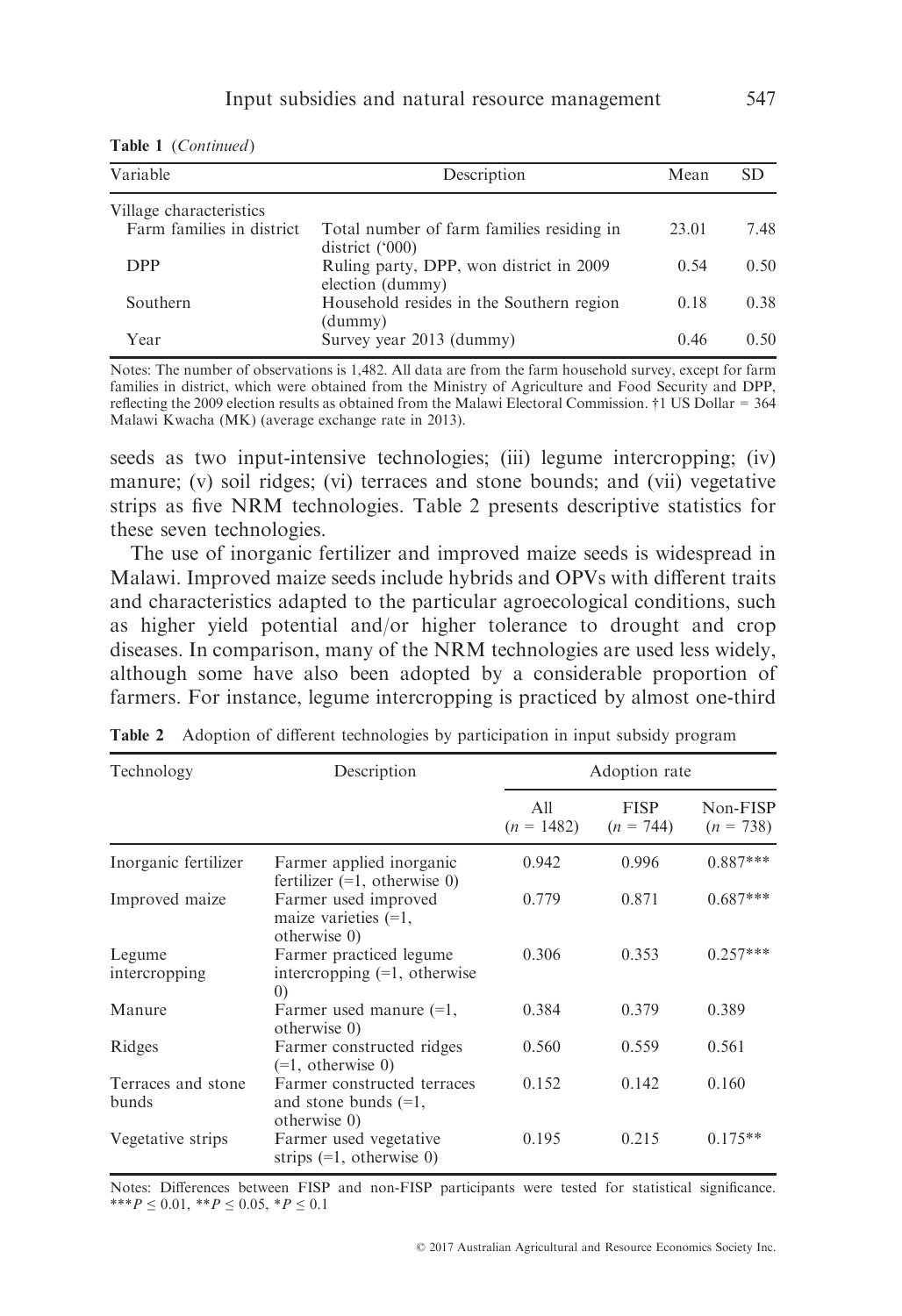**Table 1** (*Continued*)

| Variable | Description | Mean | SD |
|---|---|---|---|
| Village characteristics | | | |
| Farm families in district | Total number of farm families residing in district ('000) | 23.01 | 7.48 |
| DPP | Ruling party, DPP, won district in 2009 election (dummy) | 0.54 | 0.50 |
| Southern | Household resides in the Southern region (dummy) | 0.18 | 0.38 |
| Year | Survey year 2013 (dummy) | 0.46 | 0.50 |

Notes: The number of observations is 1,482. All data are from the farm household survey, except for farm families in district, which were obtained from the Ministry of Agriculture and Food Security and DPP, reflecting the 2009 election results as obtained from the Malawi Electoral Commission. †1 US Dollar = 364 Malawi Kwacha (MK) (average exchange rate in 2013).

seeds as two input-intensive technologies; (iii) legume intercropping; (iv) manure; (v) soil ridges; (vi) terraces and stone bounds; and (vii) vegetative strips as five NRM technologies. Table 2 presents descriptive statistics for these seven technologies.

The use of inorganic fertilizer and improved maize seeds is widespread in Malawi. Improved maize seeds include hybrids and OPVs with different traits and characteristics adapted to the particular agroecological conditions, such as higher yield potential and/or higher tolerance to drought and crop diseases. In comparison, many of the NRM technologies are used less widely, although some have also been adopted by a considerable proportion of farmers. For instance, legume intercropping is practiced by almost one-third

**Table 2** Adoption of different technologies by participation in input subsidy program

| Technology | Description | Adoption rate | | |
|---|---|---|---|---|
| | | All ($n$ = 1482) | FISP ($n$ = 744) | Non-FISP ($n$ = 738) |
| Inorganic fertilizer | Farmer applied inorganic fertilizer (=1, otherwise 0) | 0.942 | 0.996 | 0.887*** |
| Improved maize | Farmer used improved maize varieties (=1, otherwise 0) | 0.779 | 0.871 | 0.687*** |
| Legume intercropping | Farmer practiced legume intercropping (=1, otherwise 0) | 0.306 | 0.353 | 0.257*** |
| Manure | Farmer used manure (=1, otherwise 0) | 0.384 | 0.379 | 0.389 |
| Ridges | Farmer constructed ridges (=1, otherwise 0) | 0.560 | 0.559 | 0.561 |
| Terraces and stone bunds | Farmer constructed terraces and stone bunds (=1, otherwise 0) | 0.152 | 0.142 | 0.160 |
| Vegetative strips | Farmer used vegetative strips (=1, otherwise 0) | 0.195 | 0.215 | 0.175** |

Notes: Differences between FISP and non-FISP participants were tested for statistical significance. ***$P \leq 0.01$, **$P \leq 0.05$, *$P \leq 0.1$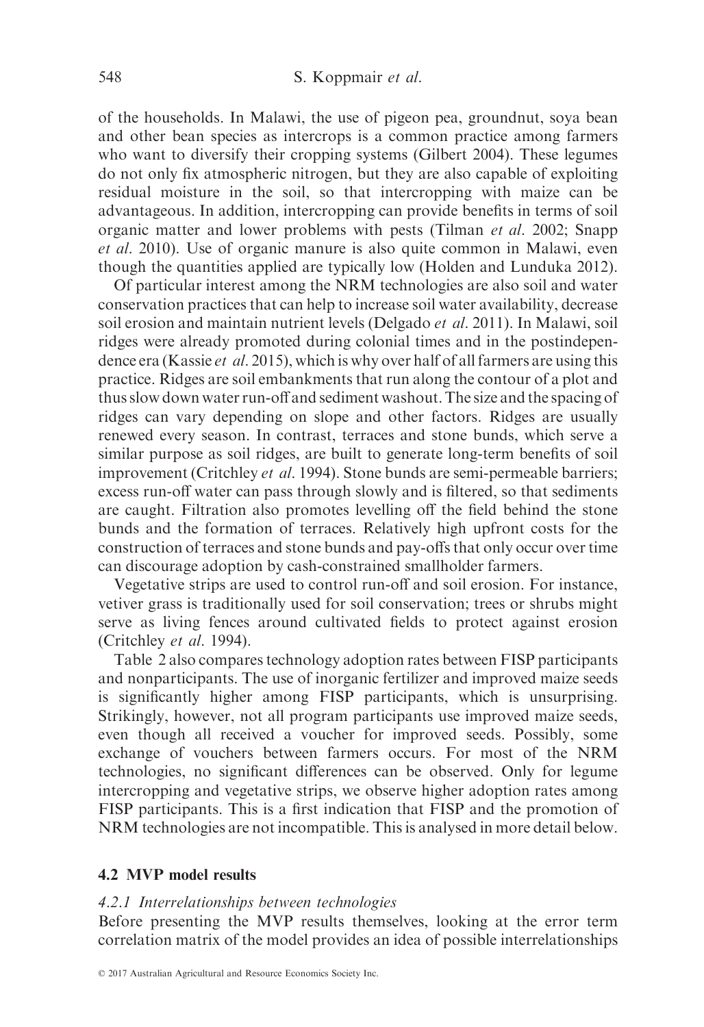of the households. In Malawi, the use of pigeon pea, groundnut, soya bean and other bean species as intercrops is a common practice among farmers who want to diversify their cropping systems (Gilbert 2004). These legumes do not only fix atmospheric nitrogen, but they are also capable of exploiting residual moisture in the soil, so that intercropping with maize can be advantageous. In addition, intercropping can provide benefits in terms of soil organic matter and lower problems with pests (Tilman *et al*. 2002; Snapp *et al*. 2010). Use of organic manure is also quite common in Malawi, even though the quantities applied are typically low (Holden and Lunduka 2012).

Of particular interest among the NRM technologies are also soil and water conservation practices that can help to increase soil water availability, decrease soil erosion and maintain nutrient levels (Delgado *et al*. 2011). In Malawi, soil ridges were already promoted during colonial times and in the postindependence era (Kassie *et al*. 2015), which is why over half of all farmers are using this practice. Ridges are soil embankments that run along the contour of a plot and thus slow down water run-off and sediment washout. The size and the spacing of ridges can vary depending on slope and other factors. Ridges are usually renewed every season. In contrast, terraces and stone bunds, which serve a similar purpose as soil ridges, are built to generate long-term benefits of soil improvement (Critchley *et al*. 1994). Stone bunds are semi-permeable barriers; excess run-off water can pass through slowly and is filtered, so that sediments are caught. Filtration also promotes levelling off the field behind the stone bunds and the formation of terraces. Relatively high upfront costs for the construction of terraces and stone bunds and pay-offs that only occur over time can discourage adoption by cash-constrained smallholder farmers.

Vegetative strips are used to control run-off and soil erosion. For instance, vetiver grass is traditionally used for soil conservation; trees or shrubs might serve as living fences around cultivated fields to protect against erosion (Critchley *et al*. 1994).

Table 2 also compares technology adoption rates between FISP participants and nonparticipants. The use of inorganic fertilizer and improved maize seeds is significantly higher among FISP participants, which is unsurprising. Strikingly, however, not all program participants use improved maize seeds, even though all received a voucher for improved seeds. Possibly, some exchange of vouchers between farmers occurs. For most of the NRM technologies, no significant differences can be observed. Only for legume intercropping and vegetative strips, we observe higher adoption rates among FISP participants. This is a first indication that FISP and the promotion of NRM technologies are not incompatible. This is analysed in more detail below.

### 4.2 MVP model results

#### *4.2.1 Interrelationships between technologies*

Before presenting the MVP results themselves, looking at the error term correlation matrix of the model provides an idea of possible interrelationships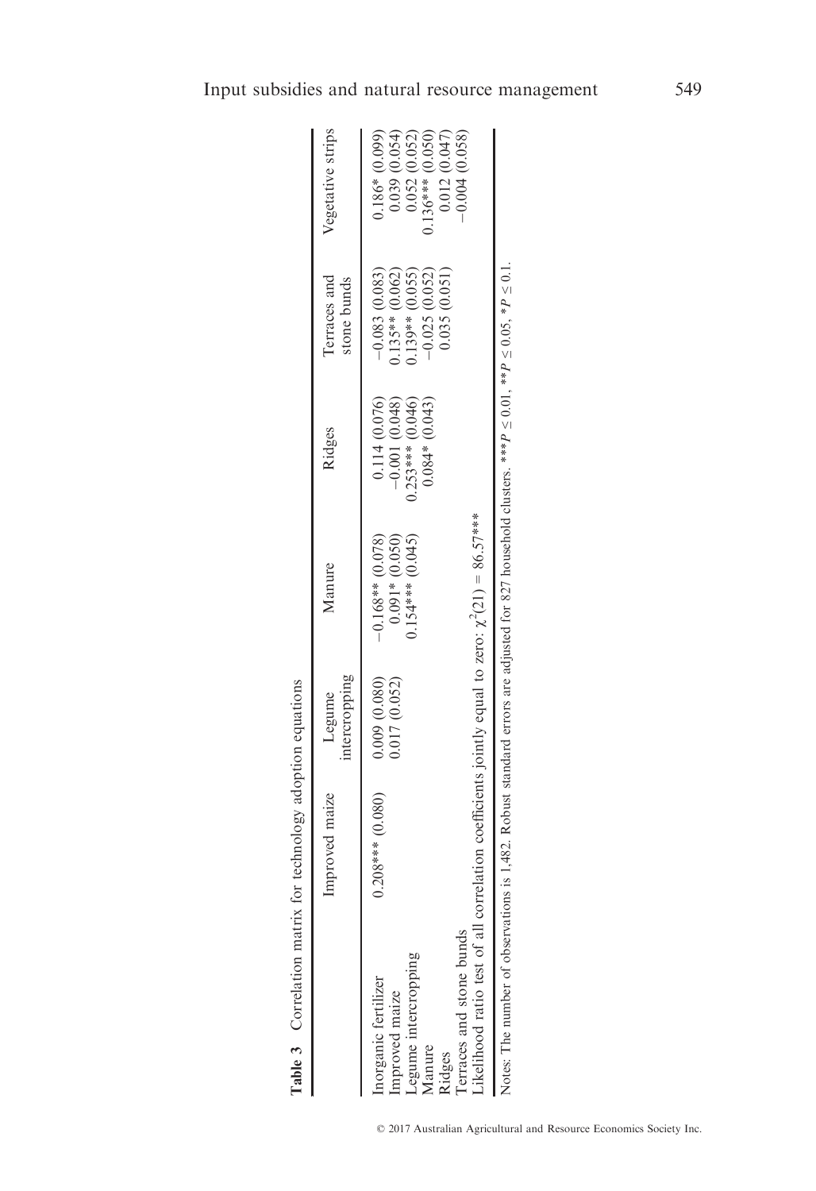**Table 3** Correlation matrix for technology adoption equations

| | Improved maize | Legume intercropping | Manure | Ridges | Terraces and stone bunds | Vegetative strips |
|---|---|---|---|---|---|---|
| Inorganic fertilizer | 0.208*** (0.080) | 0.009 (0.080) | −0.168** (0.078) | 0.114 (0.076) | −0.083 (0.083) | 0.186* (0.099) |
| Improved maize | | 0.017 (0.052) | 0.091* (0.050) | −0.001 (0.048) | 0.135** (0.062) | 0.039 (0.054) |
| Legume intercropping | | | 0.154*** (0.045) | 0.253*** (0.046) | 0.139** (0.055) | 0.052 (0.052) |
| Manure | | | | 0.084* (0.043) | −0.025 (0.052) | 0.136*** (0.050) |
| Ridges | | | | | 0.035 (0.051) | 0.012 (0.047) |
| Terraces and stone bunds | | | | | | −0.004 (0.058) |
| Likelihood ratio test of all correlation coefficients jointly equal to zero: $\chi^2(21) = 86.57$*** | | | | | | |

Notes: The number of observations is 1,482. Robust standard errors are adjusted for 827 household clusters. ***$P \leq 0.01$, **$P \leq 0.05$, *$P \leq 0.1$.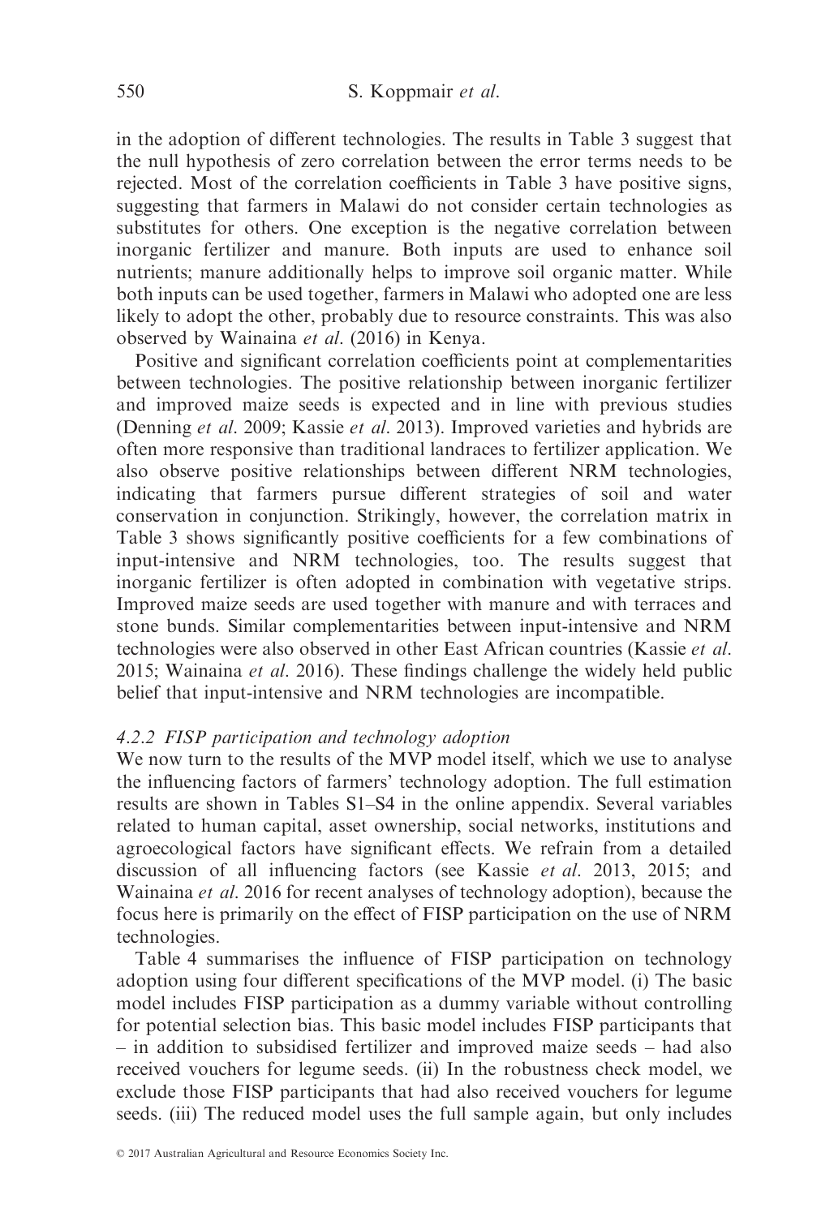in the adoption of different technologies. The results in Table 3 suggest that the null hypothesis of zero correlation between the error terms needs to be rejected. Most of the correlation coefficients in Table 3 have positive signs, suggesting that farmers in Malawi do not consider certain technologies as substitutes for others. One exception is the negative correlation between inorganic fertilizer and manure. Both inputs are used to enhance soil nutrients; manure additionally helps to improve soil organic matter. While both inputs can be used together, farmers in Malawi who adopted one are less likely to adopt the other, probably due to resource constraints. This was also observed by Wainaina *et al.* (2016) in Kenya.

Positive and significant correlation coefficients point at complementarities between technologies. The positive relationship between inorganic fertilizer and improved maize seeds is expected and in line with previous studies (Denning *et al.* 2009; Kassie *et al.* 2013). Improved varieties and hybrids are often more responsive than traditional landraces to fertilizer application. We also observe positive relationships between different NRM technologies, indicating that farmers pursue different strategies of soil and water conservation in conjunction. Strikingly, however, the correlation matrix in Table 3 shows significantly positive coefficients for a few combinations of input-intensive and NRM technologies, too. The results suggest that inorganic fertilizer is often adopted in combination with vegetative strips. Improved maize seeds are used together with manure and with terraces and stone bunds. Similar complementarities between input-intensive and NRM technologies were also observed in other East African countries (Kassie *et al.* 2015; Wainaina *et al.* 2016). These findings challenge the widely held public belief that input-intensive and NRM technologies are incompatible.

#### 4.2.2 FISP participation and technology adoption

We now turn to the results of the MVP model itself, which we use to analyse the influencing factors of farmers' technology adoption. The full estimation results are shown in Tables S1–S4 in the online appendix. Several variables related to human capital, asset ownership, social networks, institutions and agroecological factors have significant effects. We refrain from a detailed discussion of all influencing factors (see Kassie *et al.* 2013, 2015; and Wainaina *et al.* 2016 for recent analyses of technology adoption), because the focus here is primarily on the effect of FISP participation on the use of NRM technologies.

Table 4 summarises the influence of FISP participation on technology adoption using four different specifications of the MVP model. (i) The basic model includes FISP participation as a dummy variable without controlling for potential selection bias. This basic model includes FISP participants that – in addition to subsidised fertilizer and improved maize seeds – had also received vouchers for legume seeds. (ii) In the robustness check model, we exclude those FISP participants that had also received vouchers for legume seeds. (iii) The reduced model uses the full sample again, but only includes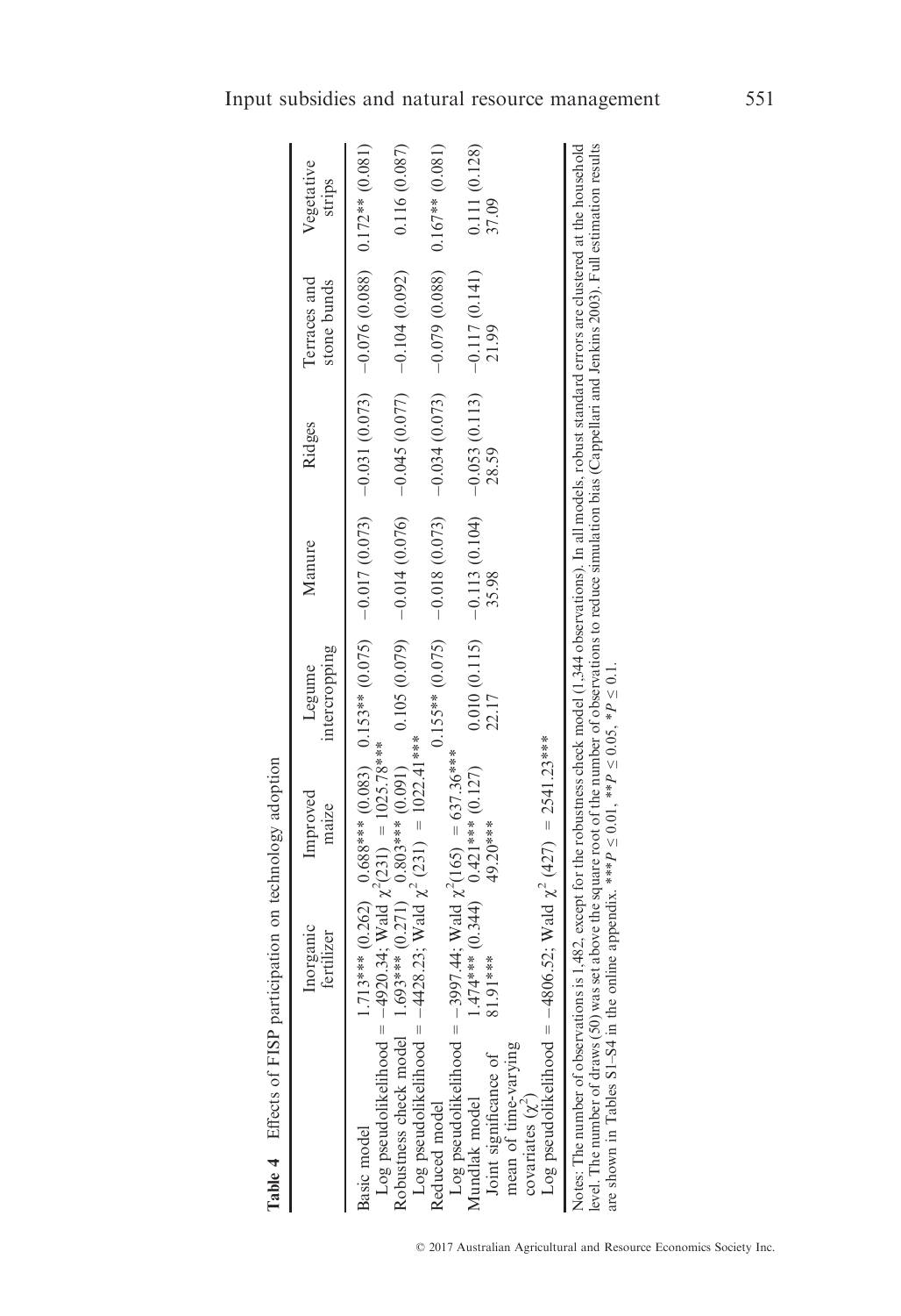**Table 4** Effects of FISP participation on technology adoption

| | Inorganic fertilizer | Improved maize | Legume intercropping | Manure | Ridges | Terraces and stone bunds | Vegetative strips |
|---|---|---|---|---|---|---|---|
| Basic model | 1.713*** (0.262) | 0.688*** (0.083) | 0.153** (0.075) | −0.017 (0.073) | −0.031 (0.073) | −0.076 (0.088) | 0.172** (0.081) |
| Log pseudolikelihood = −4920.34; Wald $\chi^2(231)$ = 1025.78*** | | | | | | | |
| Robustness check model | 1.693*** (0.271) | 0.803*** (0.091) | 0.105 (0.079) | −0.014 (0.076) | −0.045 (0.077) | −0.104 (0.092) | 0.116 (0.087) |
| Log pseudolikelihood = −4428.23; Wald $\chi^2$ (231) = 1022.41*** | | | | | | | |
| Reduced model | | | 0.155** (0.075) | −0.018 (0.073) | −0.034 (0.073) | −0.079 (0.088) | 0.167** (0.081) |
| Log pseudolikelihood = −3997.44; Wald $\chi^2(165)$ = 637.36*** | | | | | | | |
| Mundlak model | 1.474*** (0.344) | 0.421*** (0.127) | 0.010 (0.115) | −0.113 (0.104) | −0.053 (0.113) | −0.117 (0.141) | 0.111 (0.128) |
| Joint significance of mean of time-varying covariates ($\chi^2$) | 81.91*** | 49.20*** | 22.17 | 35.98 | 28.59 | 21.99 | 37.09 |
| Log pseudolikelihood = −4806.52; Wald $\chi^2$ (427) = 2541.23*** | | | | | | | |

Notes: The number of observations is 1,482, except for the robustness check model (1,344 observations). In all models, robust standard errors are clustered at the household level. The number of draws (50) was set above the square root of the number of observations to reduce simulation bias (Cappellari and Jenkins 2003). Full estimation results are shown in Tables S1–S4 in the online appendix. ***$P \leq 0.01$, **$P \leq 0.05$, *$P \leq 0.1$.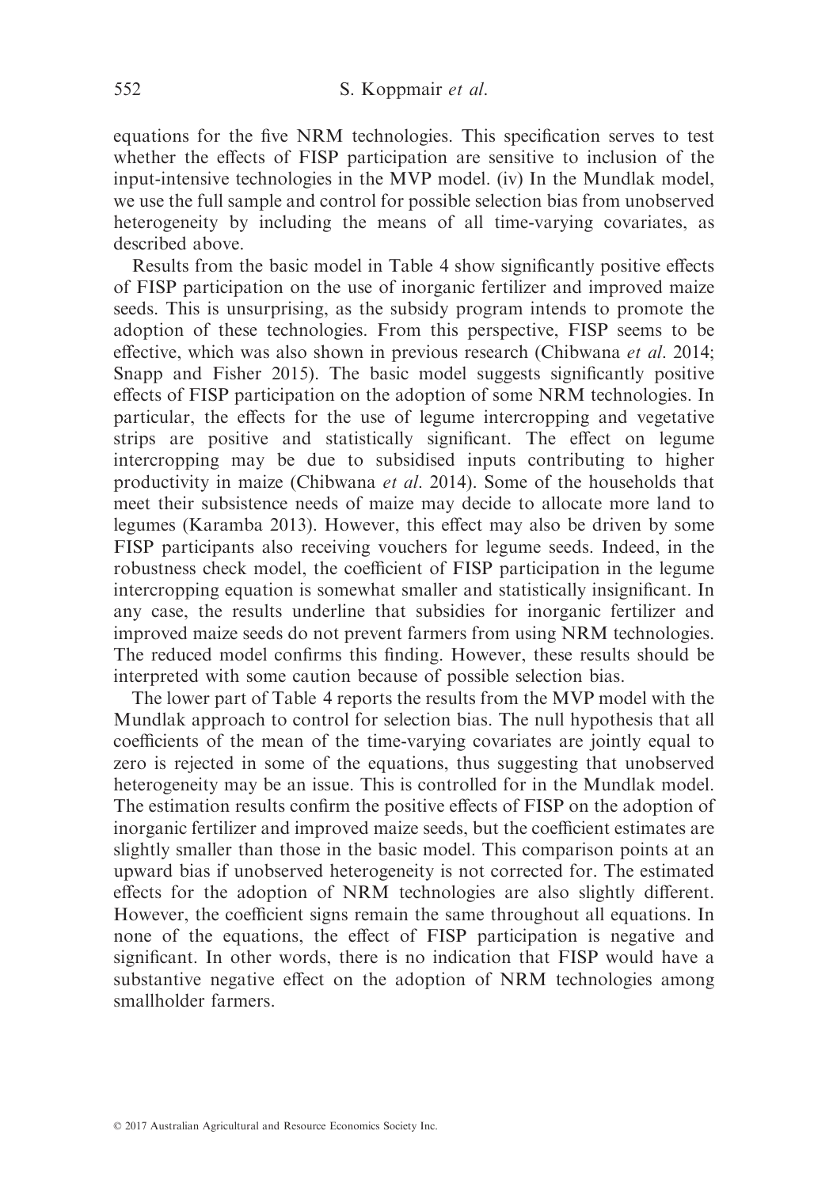equations for the five NRM technologies. This specification serves to test whether the effects of FISP participation are sensitive to inclusion of the input-intensive technologies in the MVP model. (iv) In the Mundlak model, we use the full sample and control for possible selection bias from unobserved heterogeneity by including the means of all time-varying covariates, as described above.

Results from the basic model in Table 4 show significantly positive effects of FISP participation on the use of inorganic fertilizer and improved maize seeds. This is unsurprising, as the subsidy program intends to promote the adoption of these technologies. From this perspective, FISP seems to be effective, which was also shown in previous research (Chibwana *et al.* 2014; Snapp and Fisher 2015). The basic model suggests significantly positive effects of FISP participation on the adoption of some NRM technologies. In particular, the effects for the use of legume intercropping and vegetative strips are positive and statistically significant. The effect on legume intercropping may be due to subsidised inputs contributing to higher productivity in maize (Chibwana *et al.* 2014). Some of the households that meet their subsistence needs of maize may decide to allocate more land to legumes (Karamba 2013). However, this effect may also be driven by some FISP participants also receiving vouchers for legume seeds. Indeed, in the robustness check model, the coefficient of FISP participation in the legume intercropping equation is somewhat smaller and statistically insignificant. In any case, the results underline that subsidies for inorganic fertilizer and improved maize seeds do not prevent farmers from using NRM technologies. The reduced model confirms this finding. However, these results should be interpreted with some caution because of possible selection bias.

The lower part of Table 4 reports the results from the MVP model with the Mundlak approach to control for selection bias. The null hypothesis that all coefficients of the mean of the time-varying covariates are jointly equal to zero is rejected in some of the equations, thus suggesting that unobserved heterogeneity may be an issue. This is controlled for in the Mundlak model. The estimation results confirm the positive effects of FISP on the adoption of inorganic fertilizer and improved maize seeds, but the coefficient estimates are slightly smaller than those in the basic model. This comparison points at an upward bias if unobserved heterogeneity is not corrected for. The estimated effects for the adoption of NRM technologies are also slightly different. However, the coefficient signs remain the same throughout all equations. In none of the equations, the effect of FISP participation is negative and significant. In other words, there is no indication that FISP would have a substantive negative effect on the adoption of NRM technologies among smallholder farmers.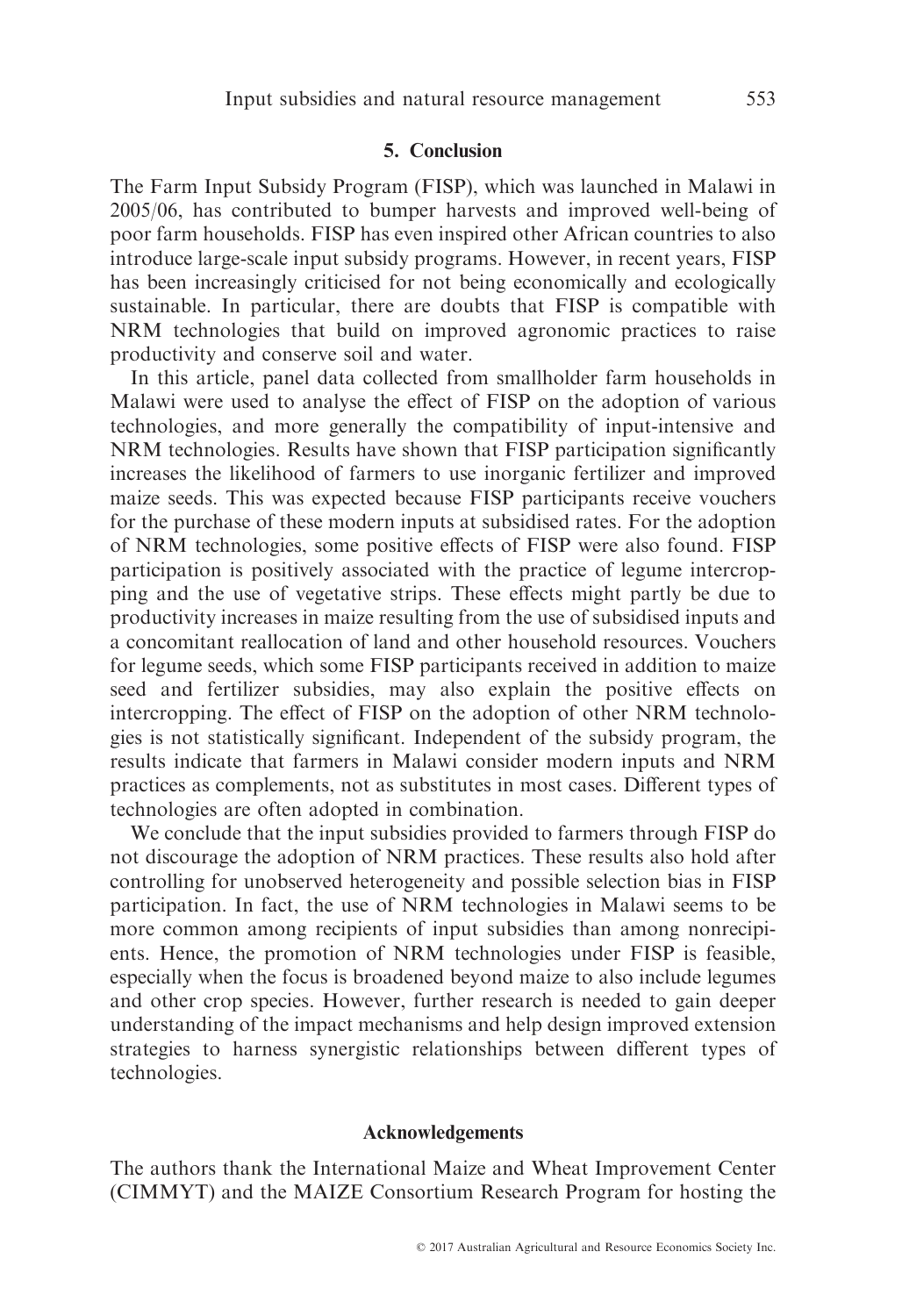## 5. Conclusion

The Farm Input Subsidy Program (FISP), which was launched in Malawi in 2005/06, has contributed to bumper harvests and improved well-being of poor farm households. FISP has even inspired other African countries to also introduce large-scale input subsidy programs. However, in recent years, FISP has been increasingly criticised for not being economically and ecologically sustainable. In particular, there are doubts that FISP is compatible with NRM technologies that build on improved agronomic practices to raise productivity and conserve soil and water.

In this article, panel data collected from smallholder farm households in Malawi were used to analyse the effect of FISP on the adoption of various technologies, and more generally the compatibility of input-intensive and NRM technologies. Results have shown that FISP participation significantly increases the likelihood of farmers to use inorganic fertilizer and improved maize seeds. This was expected because FISP participants receive vouchers for the purchase of these modern inputs at subsidised rates. For the adoption of NRM technologies, some positive effects of FISP were also found. FISP participation is positively associated with the practice of legume intercropping and the use of vegetative strips. These effects might partly be due to productivity increases in maize resulting from the use of subsidised inputs and a concomitant reallocation of land and other household resources. Vouchers for legume seeds, which some FISP participants received in addition to maize seed and fertilizer subsidies, may also explain the positive effects on intercropping. The effect of FISP on the adoption of other NRM technologies is not statistically significant. Independent of the subsidy program, the results indicate that farmers in Malawi consider modern inputs and NRM practices as complements, not as substitutes in most cases. Different types of technologies are often adopted in combination.

We conclude that the input subsidies provided to farmers through FISP do not discourage the adoption of NRM practices. These results also hold after controlling for unobserved heterogeneity and possible selection bias in FISP participation. In fact, the use of NRM technologies in Malawi seems to be more common among recipients of input subsidies than among nonrecipients. Hence, the promotion of NRM technologies under FISP is feasible, especially when the focus is broadened beyond maize to also include legumes and other crop species. However, further research is needed to gain deeper understanding of the impact mechanisms and help design improved extension strategies to harness synergistic relationships between different types of technologies.

## Acknowledgements

The authors thank the International Maize and Wheat Improvement Center (CIMMYT) and the MAIZE Consortium Research Program for hosting the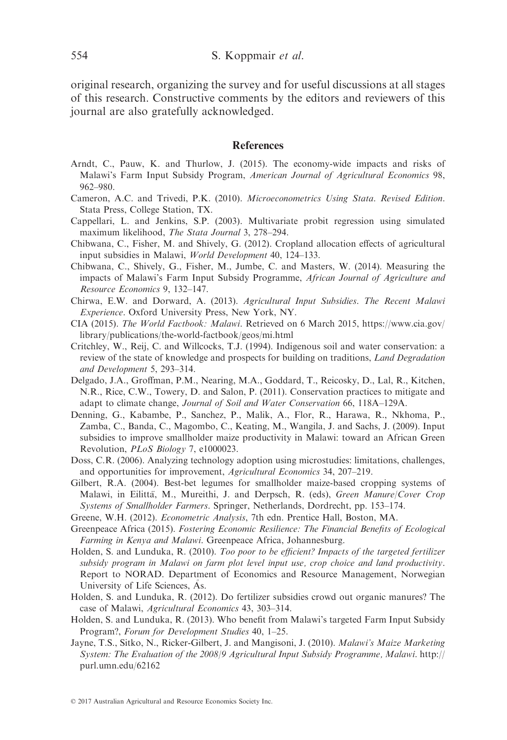original research, organizing the survey and for useful discussions at all stages of this research. Constructive comments by the editors and reviewers of this journal are also gratefully acknowledged.

## References

Arndt, C., Pauw, K. and Thurlow, J. (2015). The economy-wide impacts and risks of Malawi's Farm Input Subsidy Program, *American Journal of Agricultural Economics* 98, 962–980.

Cameron, A.C. and Trivedi, P.K. (2010). *Microeconometrics Using Stata. Revised Edition*. Stata Press, College Station, TX.

Cappellari, L. and Jenkins, S.P. (2003). Multivariate probit regression using simulated maximum likelihood, *The Stata Journal* 3, 278–294.

Chibwana, C., Fisher, M. and Shively, G. (2012). Cropland allocation effects of agricultural input subsidies in Malawi, *World Development* 40, 124–133.

Chibwana, C., Shively, G., Fisher, M., Jumbe, C. and Masters, W. (2014). Measuring the impacts of Malawi's Farm Input Subsidy Programme, *African Journal of Agriculture and Resource Economics* 9, 132–147.

Chirwa, E.W. and Dorward, A. (2013). *Agricultural Input Subsidies. The Recent Malawi Experience*. Oxford University Press, New York, NY.

CIA (2015). *The World Factbook: Malawi*. Retrieved on 6 March 2015, https://www.cia.gov/library/publications/the-world-factbook/geos/mi.html

Critchley, W., Reij, C. and Willcocks, T.J. (1994). Indigenous soil and water conservation: a review of the state of knowledge and prospects for building on traditions, *Land Degradation and Development* 5, 293–314.

Delgado, J.A., Groffman, P.M., Nearing, M.A., Goddard, T., Reicosky, D., Lal, R., Kitchen, N.R., Rice, C.W., Towery, D. and Salon, P. (2011). Conservation practices to mitigate and adapt to climate change, *Journal of Soil and Water Conservation* 66, 118A–129A.

Denning, G., Kabambe, P., Sanchez, P., Malik, A., Flor, R., Harawa, R., Nkhoma, P., Zamba, C., Banda, C., Magombo, C., Keating, M., Wangila, J. and Sachs, J. (2009). Input subsidies to improve smallholder maize productivity in Malawi: toward an African Green Revolution, *PLoS Biology* 7, e1000023.

Doss, C.R. (2006). Analyzing technology adoption using microstudies: limitations, challenges, and opportunities for improvement, *Agricultural Economics* 34, 207–219.

Gilbert, R.A. (2004). Best-bet legumes for smallholder maize-based cropping systems of Malawi, in Eilittä, M., Mureithi, J. and Derpsch, R. (eds), *Green Manure/Cover Crop Systems of Smallholder Farmers*. Springer, Netherlands, Dordrecht, pp. 153–174.

Greene, W.H. (2012). *Econometric Analysis*, 7th edn. Prentice Hall, Boston, MA.

Greenpeace Africa (2015). *Fostering Economic Resilience: The Financial Benefits of Ecological Farming in Kenya and Malawi*. Greenpeace Africa, Johannesburg.

Holden, S. and Lunduka, R. (2010). *Too poor to be efficient? Impacts of the targeted fertilizer subsidy program in Malawi on farm plot level input use, crop choice and land productivity*. Report to NORAD. Department of Economics and Resource Management, Norwegian University of Life Sciences, Ås.

Holden, S. and Lunduka, R. (2012). Do fertilizer subsidies crowd out organic manures? The case of Malawi, *Agricultural Economics* 43, 303–314.

Holden, S. and Lunduka, R. (2013). Who benefit from Malawi's targeted Farm Input Subsidy Program?, *Forum for Development Studies* 40, 1–25.

Jayne, T.S., Sitko, N., Ricker-Gilbert, J. and Mangisoni, J. (2010). *Malawi's Maize Marketing System: The Evaluation of the 2008/9 Agricultural Input Subsidy Programme, Malawi*. http://purl.umn.edu/62162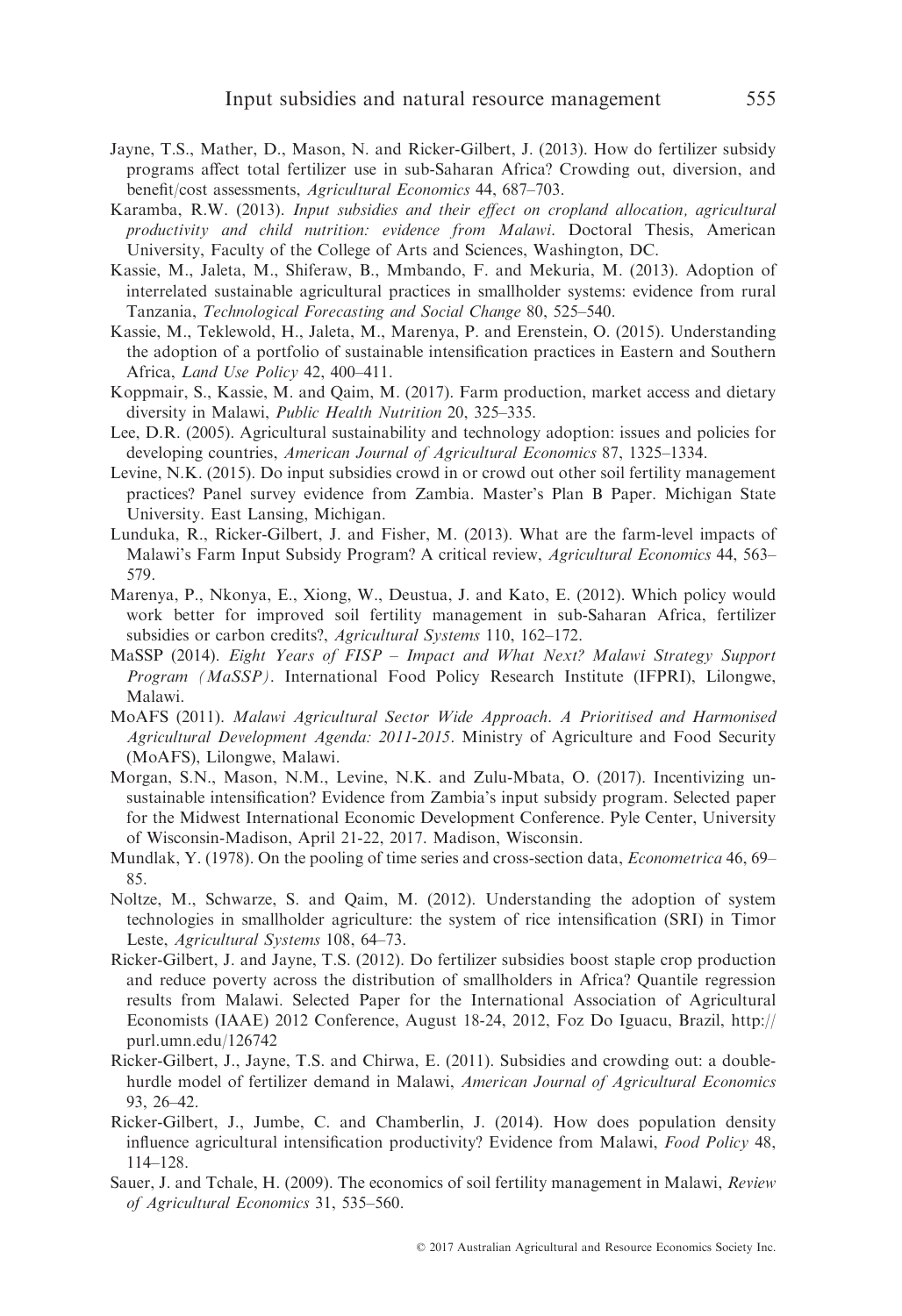Jayne, T.S., Mather, D., Mason, N. and Ricker-Gilbert, J. (2013). How do fertilizer subsidy programs affect total fertilizer use in sub-Saharan Africa? Crowding out, diversion, and benefit/cost assessments, *Agricultural Economics* 44, 687–703.

Karamba, R.W. (2013). *Input subsidies and their effect on cropland allocation, agricultural productivity and child nutrition: evidence from Malawi*. Doctoral Thesis, American University, Faculty of the College of Arts and Sciences, Washington, DC.

Kassie, M., Jaleta, M., Shiferaw, B., Mmbando, F. and Mekuria, M. (2013). Adoption of interrelated sustainable agricultural practices in smallholder systems: evidence from rural Tanzania, *Technological Forecasting and Social Change* 80, 525–540.

Kassie, M., Teklewold, H., Jaleta, M., Marenya, P. and Erenstein, O. (2015). Understanding the adoption of a portfolio of sustainable intensification practices in Eastern and Southern Africa, *Land Use Policy* 42, 400–411.

Koppmair, S., Kassie, M. and Qaim, M. (2017). Farm production, market access and dietary diversity in Malawi, *Public Health Nutrition* 20, 325–335.

Lee, D.R. (2005). Agricultural sustainability and technology adoption: issues and policies for developing countries, *American Journal of Agricultural Economics* 87, 1325–1334.

Levine, N.K. (2015). Do input subsidies crowd in or crowd out other soil fertility management practices? Panel survey evidence from Zambia. Master's Plan B Paper. Michigan State University. East Lansing, Michigan.

Lunduka, R., Ricker-Gilbert, J. and Fisher, M. (2013). What are the farm-level impacts of Malawi's Farm Input Subsidy Program? A critical review, *Agricultural Economics* 44, 563–579.

Marenya, P., Nkonya, E., Xiong, W., Deustua, J. and Kato, E. (2012). Which policy would work better for improved soil fertility management in sub-Saharan Africa, fertilizer subsidies or carbon credits?, *Agricultural Systems* 110, 162–172.

MaSSP (2014). *Eight Years of FISP – Impact and What Next? Malawi Strategy Support Program (MaSSP)*. International Food Policy Research Institute (IFPRI), Lilongwe, Malawi.

MoAFS (2011). *Malawi Agricultural Sector Wide Approach. A Prioritised and Harmonised Agricultural Development Agenda: 2011-2015*. Ministry of Agriculture and Food Security (MoAFS), Lilongwe, Malawi.

Morgan, S.N., Mason, N.M., Levine, N.K. and Zulu-Mbata, O. (2017). Incentivizing unsustainable intensification? Evidence from Zambia's input subsidy program. Selected paper for the Midwest International Economic Development Conference. Pyle Center, University of Wisconsin-Madison, April 21-22, 2017. Madison, Wisconsin.

Mundlak, Y. (1978). On the pooling of time series and cross-section data, *Econometrica* 46, 69–85.

Noltze, M., Schwarze, S. and Qaim, M. (2012). Understanding the adoption of system technologies in smallholder agriculture: the system of rice intensification (SRI) in Timor Leste, *Agricultural Systems* 108, 64–73.

Ricker-Gilbert, J. and Jayne, T.S. (2012). Do fertilizer subsidies boost staple crop production and reduce poverty across the distribution of smallholders in Africa? Quantile regression results from Malawi. Selected Paper for the International Association of Agricultural Economists (IAAE) 2012 Conference, August 18-24, 2012, Foz Do Iguacu, Brazil, http://purl.umn.edu/126742

Ricker-Gilbert, J., Jayne, T.S. and Chirwa, E. (2011). Subsidies and crowding out: a double-hurdle model of fertilizer demand in Malawi, *American Journal of Agricultural Economics* 93, 26–42.

Ricker-Gilbert, J., Jumbe, C. and Chamberlin, J. (2014). How does population density influence agricultural intensification productivity? Evidence from Malawi, *Food Policy* 48, 114–128.

Sauer, J. and Tchale, H. (2009). The economics of soil fertility management in Malawi, *Review of Agricultural Economics* 31, 535–560.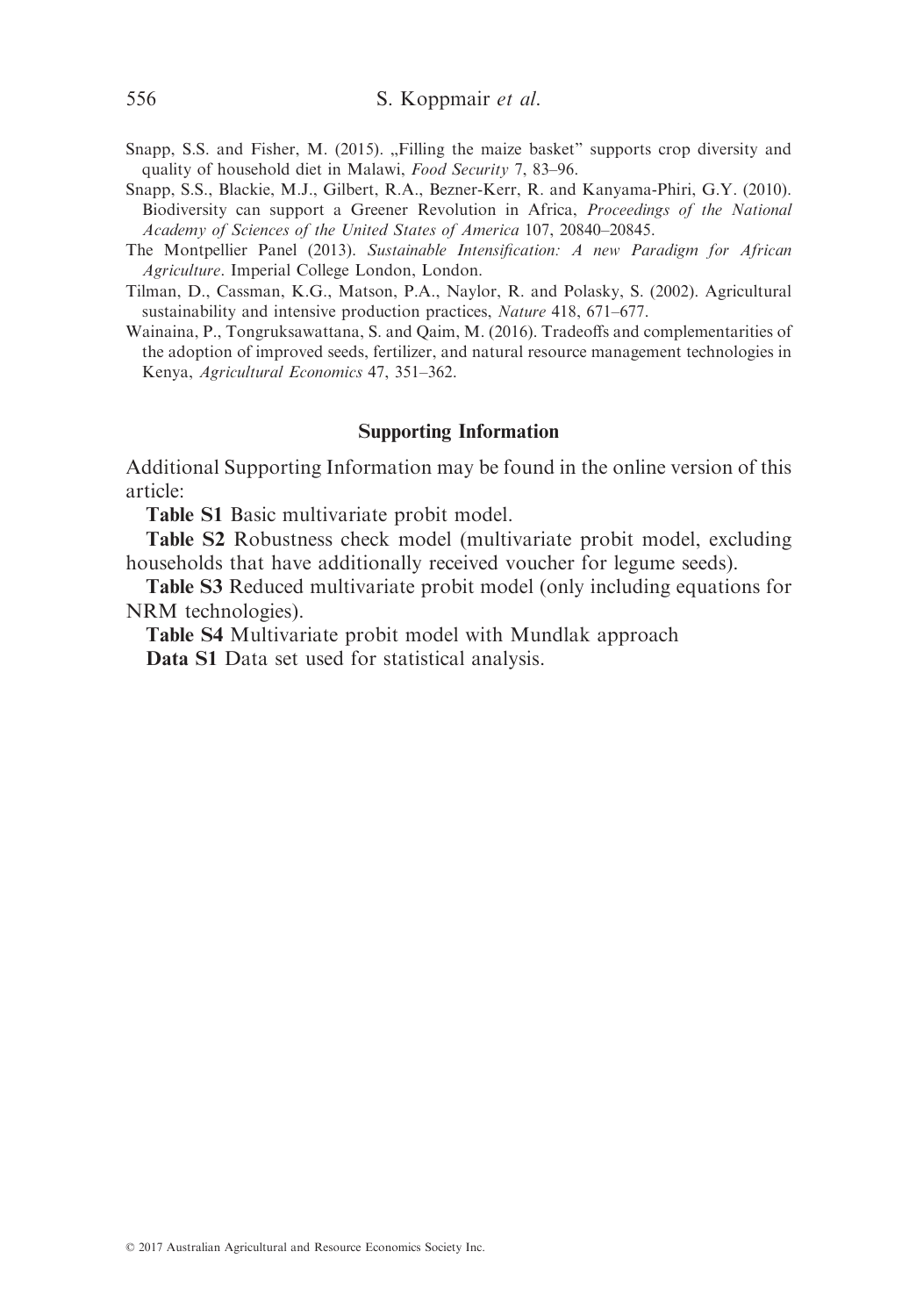Snapp, S.S. and Fisher, M. (2015). „Filling the maize basket" supports crop diversity and quality of household diet in Malawi, *Food Security* 7, 83–96.

Snapp, S.S., Blackie, M.J., Gilbert, R.A., Bezner-Kerr, R. and Kanyama-Phiri, G.Y. (2010). Biodiversity can support a Greener Revolution in Africa, *Proceedings of the National Academy of Sciences of the United States of America* 107, 20840–20845.

The Montpellier Panel (2013). *Sustainable Intensification: A new Paradigm for African Agriculture*. Imperial College London, London.

Tilman, D., Cassman, K.G., Matson, P.A., Naylor, R. and Polasky, S. (2002). Agricultural sustainability and intensive production practices, *Nature* 418, 671–677.

Wainaina, P., Tongruksawattana, S. and Qaim, M. (2016). Tradeoffs and complementarities of the adoption of improved seeds, fertilizer, and natural resource management technologies in Kenya, *Agricultural Economics* 47, 351–362.

## Supporting Information

Additional Supporting Information may be found in the online version of this article:

**Table S1** Basic multivariate probit model.

**Table S2** Robustness check model (multivariate probit model, excluding households that have additionally received voucher for legume seeds).

**Table S3** Reduced multivariate probit model (only including equations for NRM technologies).

**Table S4** Multivariate probit model with Mundlak approach

**Data S1** Data set used for statistical analysis.